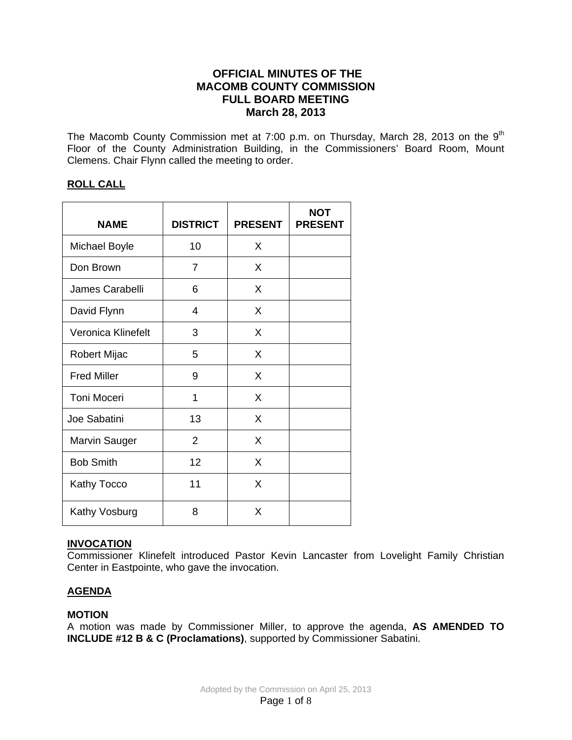# OFFICIAL MINUTES OF THE MACOMB COUNTY COMMISSION FULL BOARD MEETING March 28, 2013

The Macomb County Commission met at 7:00 p.m. on Thursday, March 28, 2013 on the 9th Floor of the County Administration Building, in the Commissioners' Board Room, Mount Clemens. Chair Flynn called the meeting to order.

## ROLL CALL

| NAME | DISTRICT | PRESENT | NOT PRESENT |
|---|---|---|---|
| Michael Boyle | 10 | X | |
| Don Brown | 7 | X | |
| James Carabelli | 6 | X | |
| David Flynn | 4 | X | |
| Veronica Klinefelt | 3 | X | |
| Robert Mijac | 5 | X | |
| Fred Miller | 9 | X | |
| Toni Moceri | 1 | X | |
| Joe Sabatini | 13 | X | |
| Marvin Sauger | 2 | X | |
| Bob Smith | 12 | X | |
| Kathy Tocco | 11 | X | |
| Kathy Vosburg | 8 | X | |

## INVOCATION

Commissioner Klinefelt introduced Pastor Kevin Lancaster from Lovelight Family Christian Center in Eastpointe, who gave the invocation.

## AGENDA

### MOTION

A motion was made by Commissioner Miller, to approve the agenda, **AS AMENDED TO INCLUDE #12 B & C (Proclamations)**, supported by Commissioner Sabatini.

Adopted by the Commission on April 25, 2013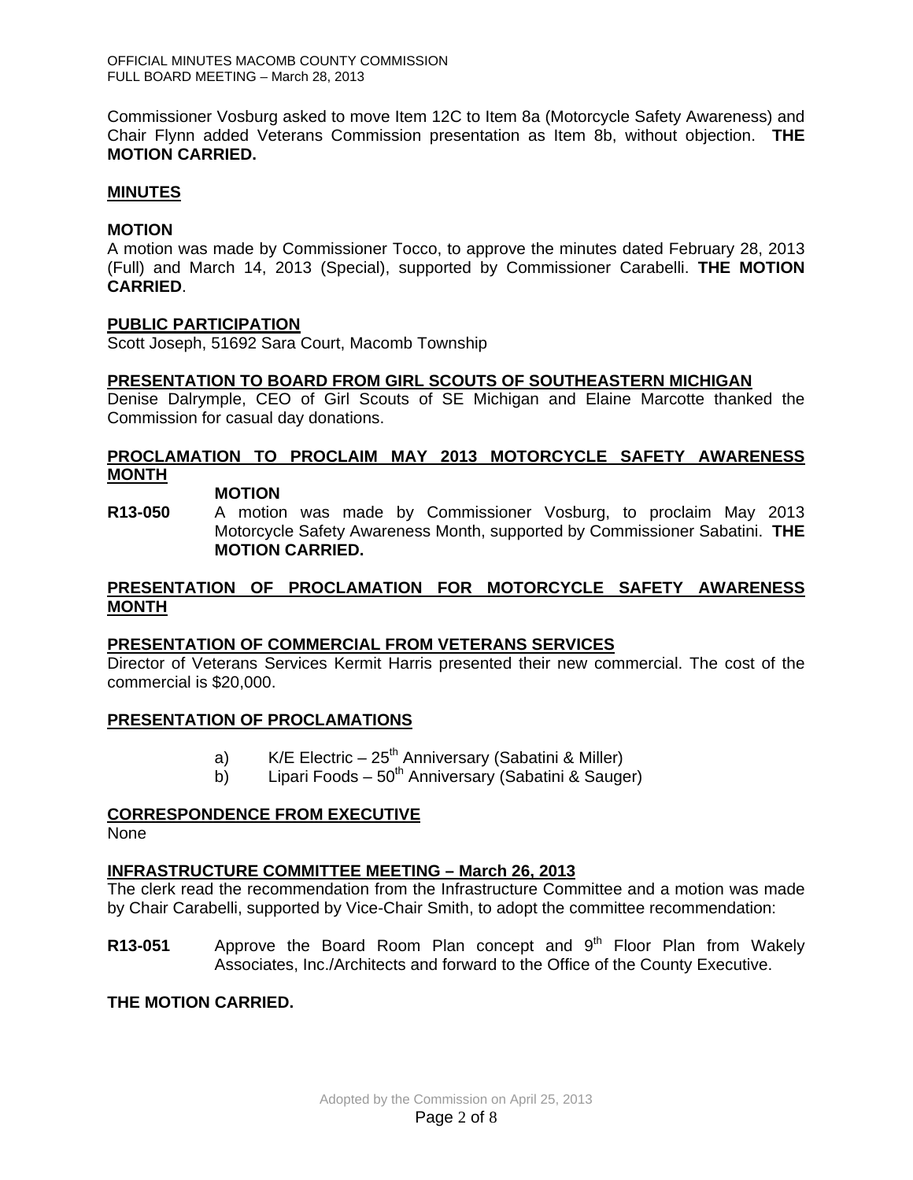Commissioner Vosburg asked to move Item 12C to Item 8a (Motorcycle Safety Awareness) and Chair Flynn added Veterans Commission presentation as Item 8b, without objection. **THE MOTION CARRIED.**

## MINUTES

**MOTION**

A motion was made by Commissioner Tocco, to approve the minutes dated February 28, 2013 (Full) and March 14, 2013 (Special), supported by Commissioner Carabelli. **THE MOTION CARRIED**.

## PUBLIC PARTICIPATION

Scott Joseph, 51692 Sara Court, Macomb Township

## PRESENTATION TO BOARD FROM GIRL SCOUTS OF SOUTHEASTERN MICHIGAN

Denise Dalrymple, CEO of Girl Scouts of SE Michigan and Elaine Marcotte thanked the Commission for casual day donations.

## PROCLAMATION TO PROCLAIM MAY 2013 MOTORCYCLE SAFETY AWARENESS MONTH

**MOTION**

**R13-050** A motion was made by Commissioner Vosburg, to proclaim May 2013 Motorcycle Safety Awareness Month, supported by Commissioner Sabatini. **THE MOTION CARRIED.**

## PRESENTATION OF PROCLAMATION FOR MOTORCYCLE SAFETY AWARENESS MONTH

## PRESENTATION OF COMMERCIAL FROM VETERANS SERVICES

Director of Veterans Services Kermit Harris presented their new commercial. The cost of the commercial is $20,000.

## PRESENTATION OF PROCLAMATIONS

a) K/E Electric – 25th Anniversary (Sabatini & Miller)

b) Lipari Foods – 50th Anniversary (Sabatini & Sauger)

## CORRESPONDENCE FROM EXECUTIVE

None

## INFRASTRUCTURE COMMITTEE MEETING – March 26, 2013

The clerk read the recommendation from the Infrastructure Committee and a motion was made by Chair Carabelli, supported by Vice-Chair Smith, to adopt the committee recommendation:

**R13-051** Approve the Board Room Plan concept and 9th Floor Plan from Wakely Associates, Inc./Architects and forward to the Office of the County Executive.

**THE MOTION CARRIED.**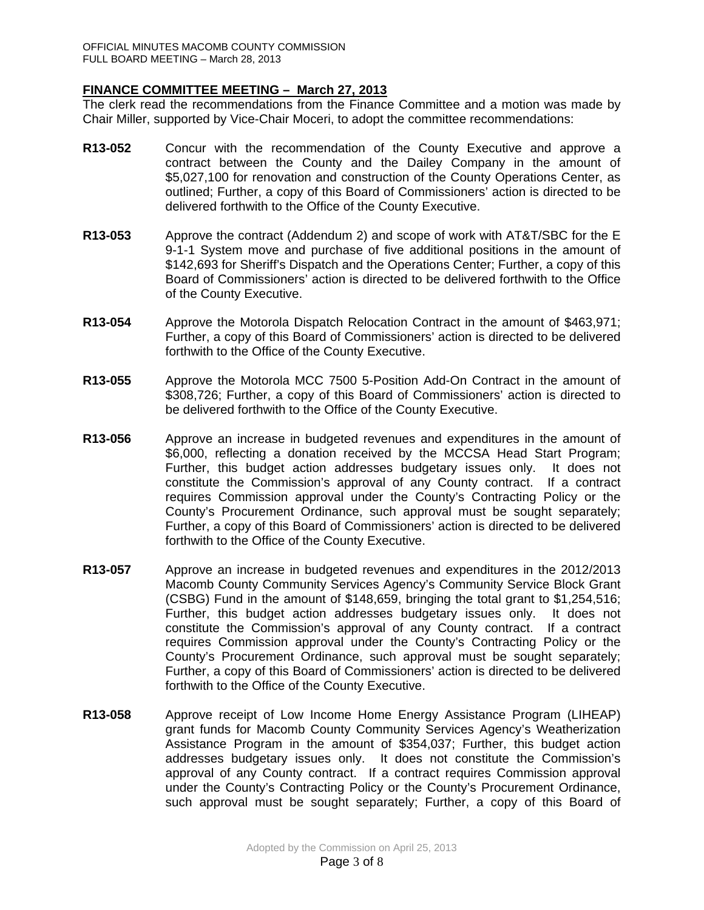## FINANCE COMMITTEE MEETING – March 27, 2013

The clerk read the recommendations from the Finance Committee and a motion was made by Chair Miller, supported by Vice-Chair Moceri, to adopt the committee recommendations:

**R13-052** Concur with the recommendation of the County Executive and approve a contract between the County and the Dailey Company in the amount of $5,027,100 for renovation and construction of the County Operations Center, as outlined; Further, a copy of this Board of Commissioners' action is directed to be delivered forthwith to the Office of the County Executive.

**R13-053** Approve the contract (Addendum 2) and scope of work with AT&T/SBC for the E 9-1-1 System move and purchase of five additional positions in the amount of $142,693 for Sheriff's Dispatch and the Operations Center; Further, a copy of this Board of Commissioners' action is directed to be delivered forthwith to the Office of the County Executive.

**R13-054** Approve the Motorola Dispatch Relocation Contract in the amount of $463,971; Further, a copy of this Board of Commissioners' action is directed to be delivered forthwith to the Office of the County Executive.

**R13-055** Approve the Motorola MCC 7500 5-Position Add-On Contract in the amount of $308,726; Further, a copy of this Board of Commissioners' action is directed to be delivered forthwith to the Office of the County Executive.

**R13-056** Approve an increase in budgeted revenues and expenditures in the amount of $6,000, reflecting a donation received by the MCCSA Head Start Program; Further, this budget action addresses budgetary issues only. It does not constitute the Commission's approval of any County contract. If a contract requires Commission approval under the County's Contracting Policy or the County's Procurement Ordinance, such approval must be sought separately; Further, a copy of this Board of Commissioners' action is directed to be delivered forthwith to the Office of the County Executive.

**R13-057** Approve an increase in budgeted revenues and expenditures in the 2012/2013 Macomb County Community Services Agency's Community Service Block Grant (CSBG) Fund in the amount of $148,659, bringing the total grant to $1,254,516; Further, this budget action addresses budgetary issues only. It does not constitute the Commission's approval of any County contract. If a contract requires Commission approval under the County's Contracting Policy or the County's Procurement Ordinance, such approval must be sought separately; Further, a copy of this Board of Commissioners' action is directed to be delivered forthwith to the Office of the County Executive.

**R13-058** Approve receipt of Low Income Home Energy Assistance Program (LIHEAP) grant funds for Macomb County Community Services Agency's Weatherization Assistance Program in the amount of $354,037; Further, this budget action addresses budgetary issues only. It does not constitute the Commission's approval of any County contract. If a contract requires Commission approval under the County's Contracting Policy or the County's Procurement Ordinance, such approval must be sought separately; Further, a copy of this Board of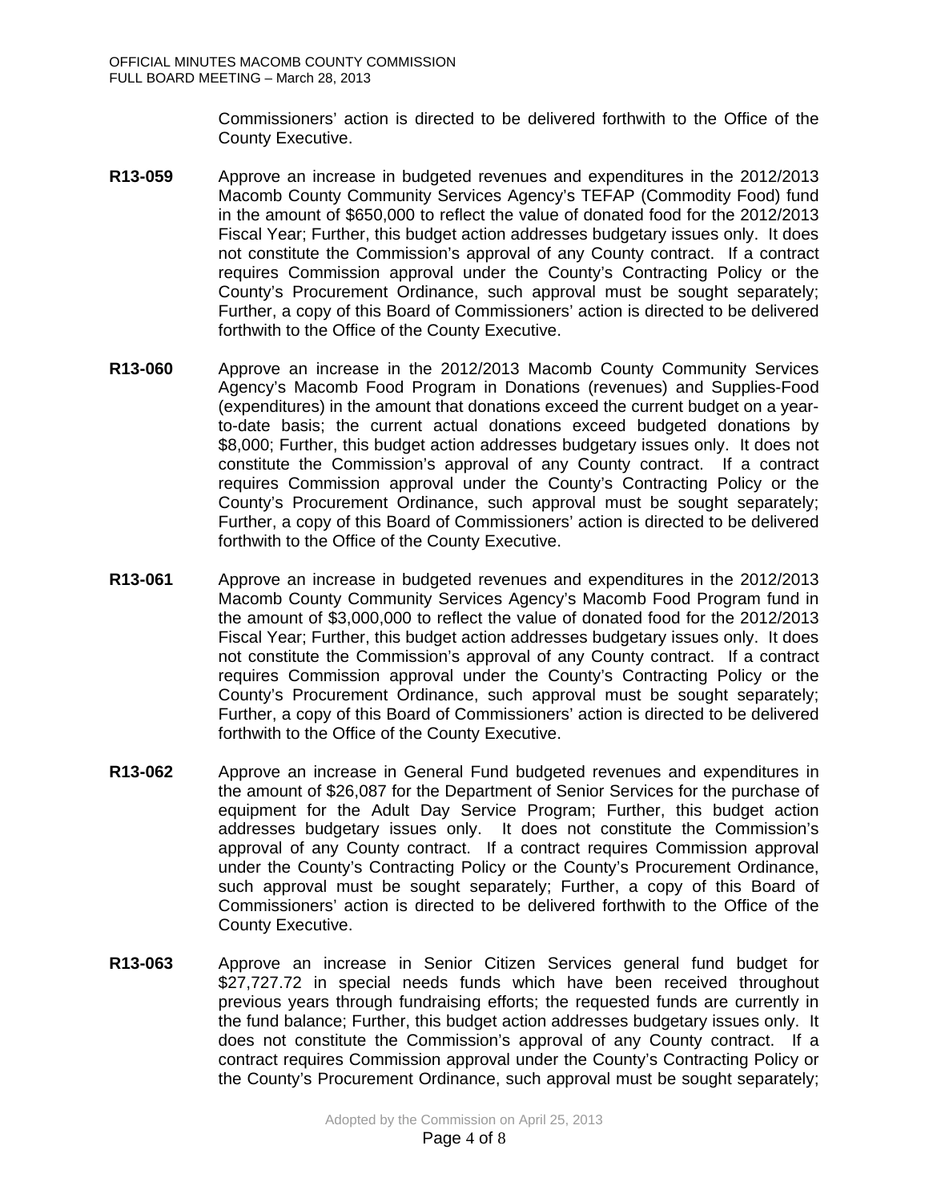Commissioners' action is directed to be delivered forthwith to the Office of the County Executive.

**R13-059** Approve an increase in budgeted revenues and expenditures in the 2012/2013 Macomb County Community Services Agency's TEFAP (Commodity Food) fund in the amount of $650,000 to reflect the value of donated food for the 2012/2013 Fiscal Year; Further, this budget action addresses budgetary issues only. It does not constitute the Commission's approval of any County contract. If a contract requires Commission approval under the County's Contracting Policy or the County's Procurement Ordinance, such approval must be sought separately; Further, a copy of this Board of Commissioners' action is directed to be delivered forthwith to the Office of the County Executive.

**R13-060** Approve an increase in the 2012/2013 Macomb County Community Services Agency's Macomb Food Program in Donations (revenues) and Supplies-Food (expenditures) in the amount that donations exceed the current budget on a year-to-date basis; the current actual donations exceed budgeted donations by $8,000; Further, this budget action addresses budgetary issues only. It does not constitute the Commission's approval of any County contract. If a contract requires Commission approval under the County's Contracting Policy or the County's Procurement Ordinance, such approval must be sought separately; Further, a copy of this Board of Commissioners' action is directed to be delivered forthwith to the Office of the County Executive.

**R13-061** Approve an increase in budgeted revenues and expenditures in the 2012/2013 Macomb County Community Services Agency's Macomb Food Program fund in the amount of $3,000,000 to reflect the value of donated food for the 2012/2013 Fiscal Year; Further, this budget action addresses budgetary issues only. It does not constitute the Commission's approval of any County contract. If a contract requires Commission approval under the County's Contracting Policy or the County's Procurement Ordinance, such approval must be sought separately; Further, a copy of this Board of Commissioners' action is directed to be delivered forthwith to the Office of the County Executive.

**R13-062** Approve an increase in General Fund budgeted revenues and expenditures in the amount of $26,087 for the Department of Senior Services for the purchase of equipment for the Adult Day Service Program; Further, this budget action addresses budgetary issues only. It does not constitute the Commission's approval of any County contract. If a contract requires Commission approval under the County's Contracting Policy or the County's Procurement Ordinance, such approval must be sought separately; Further, a copy of this Board of Commissioners' action is directed to be delivered forthwith to the Office of the County Executive.

**R13-063** Approve an increase in Senior Citizen Services general fund budget for $27,727.72 in special needs funds which have been received throughout previous years through fundraising efforts; the requested funds are currently in the fund balance; Further, this budget action addresses budgetary issues only. It does not constitute the Commission's approval of any County contract. If a contract requires Commission approval under the County's Contracting Policy or the County's Procurement Ordinance, such approval must be sought separately;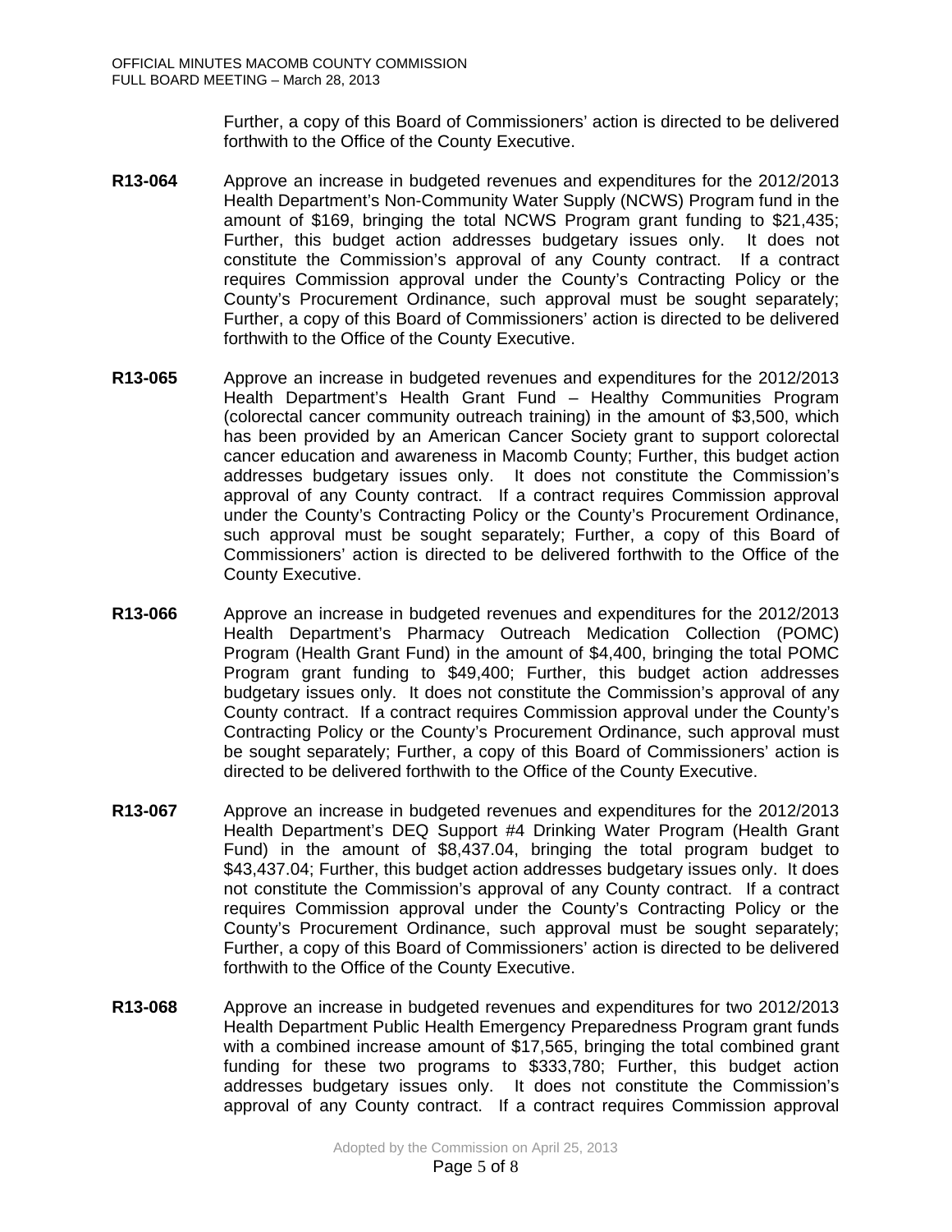Further, a copy of this Board of Commissioners' action is directed to be delivered forthwith to the Office of the County Executive.

**R13-064** Approve an increase in budgeted revenues and expenditures for the 2012/2013 Health Department's Non-Community Water Supply (NCWS) Program fund in the amount of $169, bringing the total NCWS Program grant funding to $21,435; Further, this budget action addresses budgetary issues only. It does not constitute the Commission's approval of any County contract. If a contract requires Commission approval under the County's Contracting Policy or the County's Procurement Ordinance, such approval must be sought separately; Further, a copy of this Board of Commissioners' action is directed to be delivered forthwith to the Office of the County Executive.

**R13-065** Approve an increase in budgeted revenues and expenditures for the 2012/2013 Health Department's Health Grant Fund – Healthy Communities Program (colorectal cancer community outreach training) in the amount of $3,500, which has been provided by an American Cancer Society grant to support colorectal cancer education and awareness in Macomb County; Further, this budget action addresses budgetary issues only. It does not constitute the Commission's approval of any County contract. If a contract requires Commission approval under the County's Contracting Policy or the County's Procurement Ordinance, such approval must be sought separately; Further, a copy of this Board of Commissioners' action is directed to be delivered forthwith to the Office of the County Executive.

**R13-066** Approve an increase in budgeted revenues and expenditures for the 2012/2013 Health Department's Pharmacy Outreach Medication Collection (POMC) Program (Health Grant Fund) in the amount of $4,400, bringing the total POMC Program grant funding to $49,400; Further, this budget action addresses budgetary issues only. It does not constitute the Commission's approval of any County contract. If a contract requires Commission approval under the County's Contracting Policy or the County's Procurement Ordinance, such approval must be sought separately; Further, a copy of this Board of Commissioners' action is directed to be delivered forthwith to the Office of the County Executive.

**R13-067** Approve an increase in budgeted revenues and expenditures for the 2012/2013 Health Department's DEQ Support #4 Drinking Water Program (Health Grant Fund) in the amount of $8,437.04, bringing the total program budget to $43,437.04; Further, this budget action addresses budgetary issues only. It does not constitute the Commission's approval of any County contract. If a contract requires Commission approval under the County's Contracting Policy or the County's Procurement Ordinance, such approval must be sought separately; Further, a copy of this Board of Commissioners' action is directed to be delivered forthwith to the Office of the County Executive.

**R13-068** Approve an increase in budgeted revenues and expenditures for two 2012/2013 Health Department Public Health Emergency Preparedness Program grant funds with a combined increase amount of $17,565, bringing the total combined grant funding for these two programs to $333,780; Further, this budget action addresses budgetary issues only. It does not constitute the Commission's approval of any County contract. If a contract requires Commission approval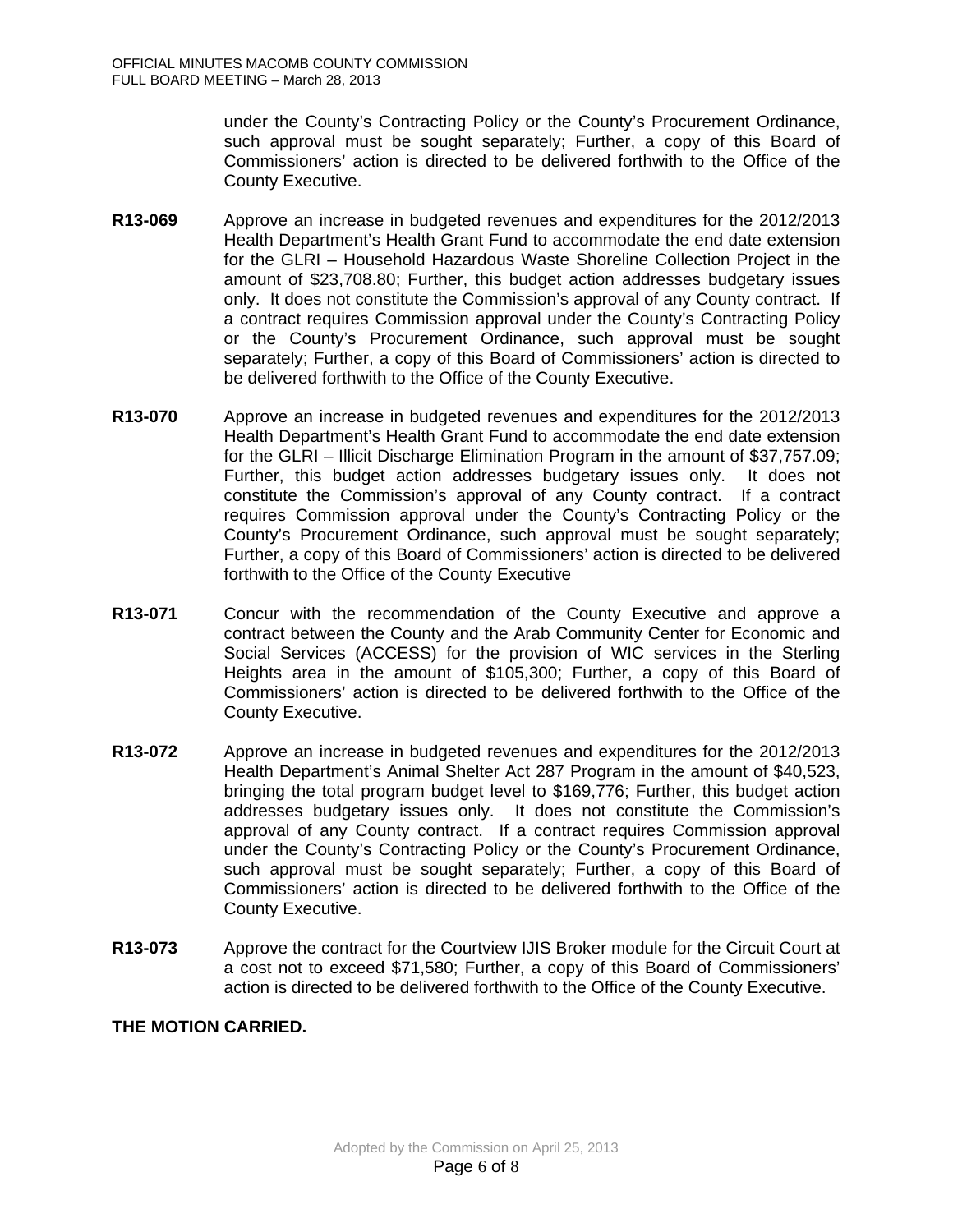under the County's Contracting Policy or the County's Procurement Ordinance, such approval must be sought separately; Further, a copy of this Board of Commissioners' action is directed to be delivered forthwith to the Office of the County Executive.

**R13-069** Approve an increase in budgeted revenues and expenditures for the 2012/2013 Health Department's Health Grant Fund to accommodate the end date extension for the GLRI – Household Hazardous Waste Shoreline Collection Project in the amount of $23,708.80; Further, this budget action addresses budgetary issues only. It does not constitute the Commission's approval of any County contract. If a contract requires Commission approval under the County's Contracting Policy or the County's Procurement Ordinance, such approval must be sought separately; Further, a copy of this Board of Commissioners' action is directed to be delivered forthwith to the Office of the County Executive.

**R13-070** Approve an increase in budgeted revenues and expenditures for the 2012/2013 Health Department's Health Grant Fund to accommodate the end date extension for the GLRI – Illicit Discharge Elimination Program in the amount of $37,757.09; Further, this budget action addresses budgetary issues only. It does not constitute the Commission's approval of any County contract. If a contract requires Commission approval under the County's Contracting Policy or the County's Procurement Ordinance, such approval must be sought separately; Further, a copy of this Board of Commissioners' action is directed to be delivered forthwith to the Office of the County Executive

**R13-071** Concur with the recommendation of the County Executive and approve a contract between the County and the Arab Community Center for Economic and Social Services (ACCESS) for the provision of WIC services in the Sterling Heights area in the amount of $105,300; Further, a copy of this Board of Commissioners' action is directed to be delivered forthwith to the Office of the County Executive.

**R13-072** Approve an increase in budgeted revenues and expenditures for the 2012/2013 Health Department's Animal Shelter Act 287 Program in the amount of $40,523, bringing the total program budget level to $169,776; Further, this budget action addresses budgetary issues only. It does not constitute the Commission's approval of any County contract. If a contract requires Commission approval under the County's Contracting Policy or the County's Procurement Ordinance, such approval must be sought separately; Further, a copy of this Board of Commissioners' action is directed to be delivered forthwith to the Office of the County Executive.

**R13-073** Approve the contract for the Courtview IJIS Broker module for the Circuit Court at a cost not to exceed $71,580; Further, a copy of this Board of Commissioners' action is directed to be delivered forthwith to the Office of the County Executive.

**THE MOTION CARRIED.**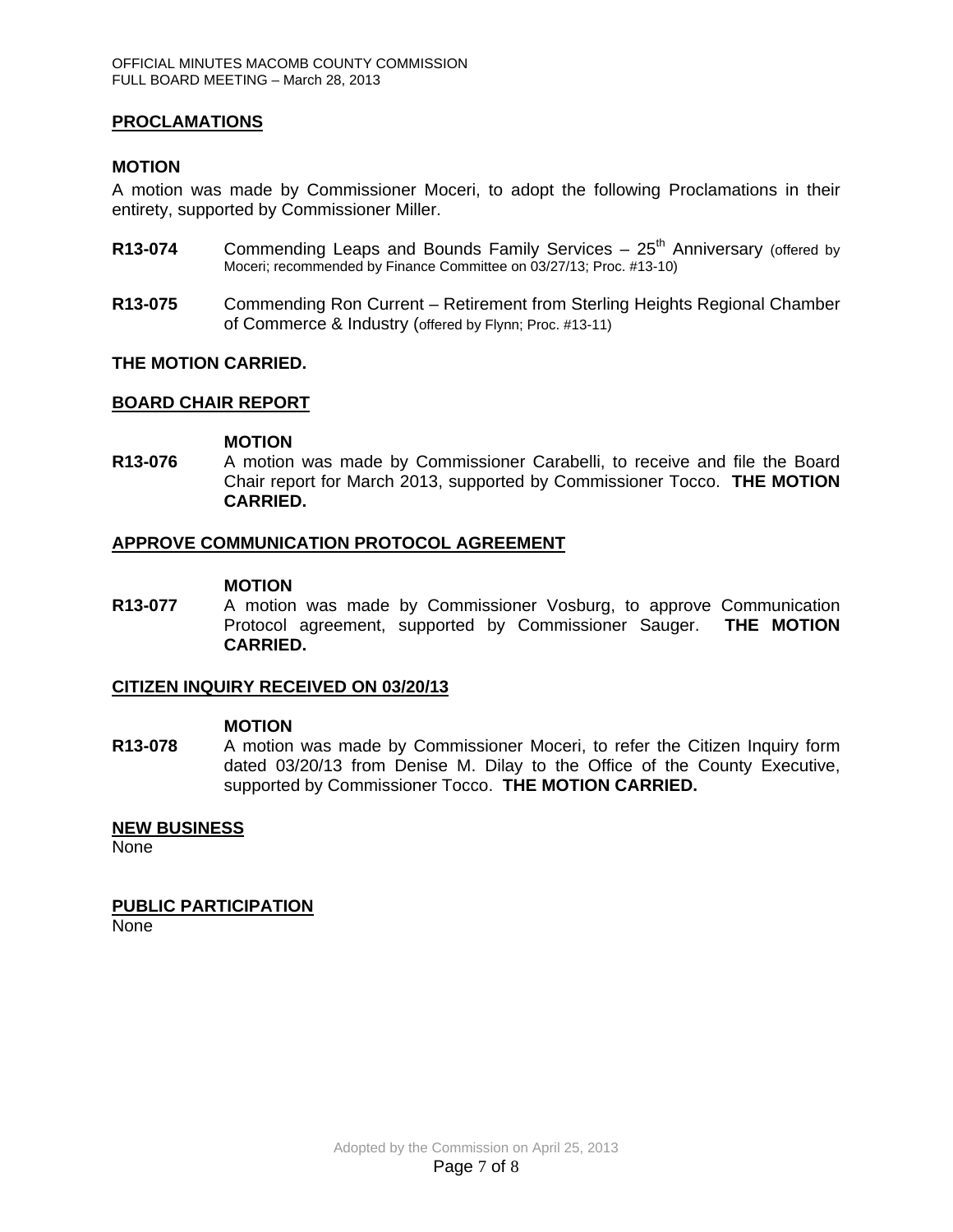## PROCLAMATIONS

**MOTION**

A motion was made by Commissioner Moceri, to adopt the following Proclamations in their entirety, supported by Commissioner Miller.

**R13-074** Commending Leaps and Bounds Family Services – 25th Anniversary (offered by Moceri; recommended by Finance Committee on 03/27/13; Proc. #13-10)

**R13-075** Commending Ron Current – Retirement from Sterling Heights Regional Chamber of Commerce & Industry (offered by Flynn; Proc. #13-11)

**THE MOTION CARRIED.**

## BOARD CHAIR REPORT

**MOTION**

**R13-076** A motion was made by Commissioner Carabelli, to receive and file the Board Chair report for March 2013, supported by Commissioner Tocco. **THE MOTION CARRIED.**

## APPROVE COMMUNICATION PROTOCOL AGREEMENT

**MOTION**

**R13-077** A motion was made by Commissioner Vosburg, to approve Communication Protocol agreement, supported by Commissioner Sauger. **THE MOTION CARRIED.**

## CITIZEN INQUIRY RECEIVED ON 03/20/13

**MOTION**

**R13-078** A motion was made by Commissioner Moceri, to refer the Citizen Inquiry form dated 03/20/13 from Denise M. Dilay to the Office of the County Executive, supported by Commissioner Tocco. **THE MOTION CARRIED.**

## NEW BUSINESS

None

## PUBLIC PARTICIPATION

None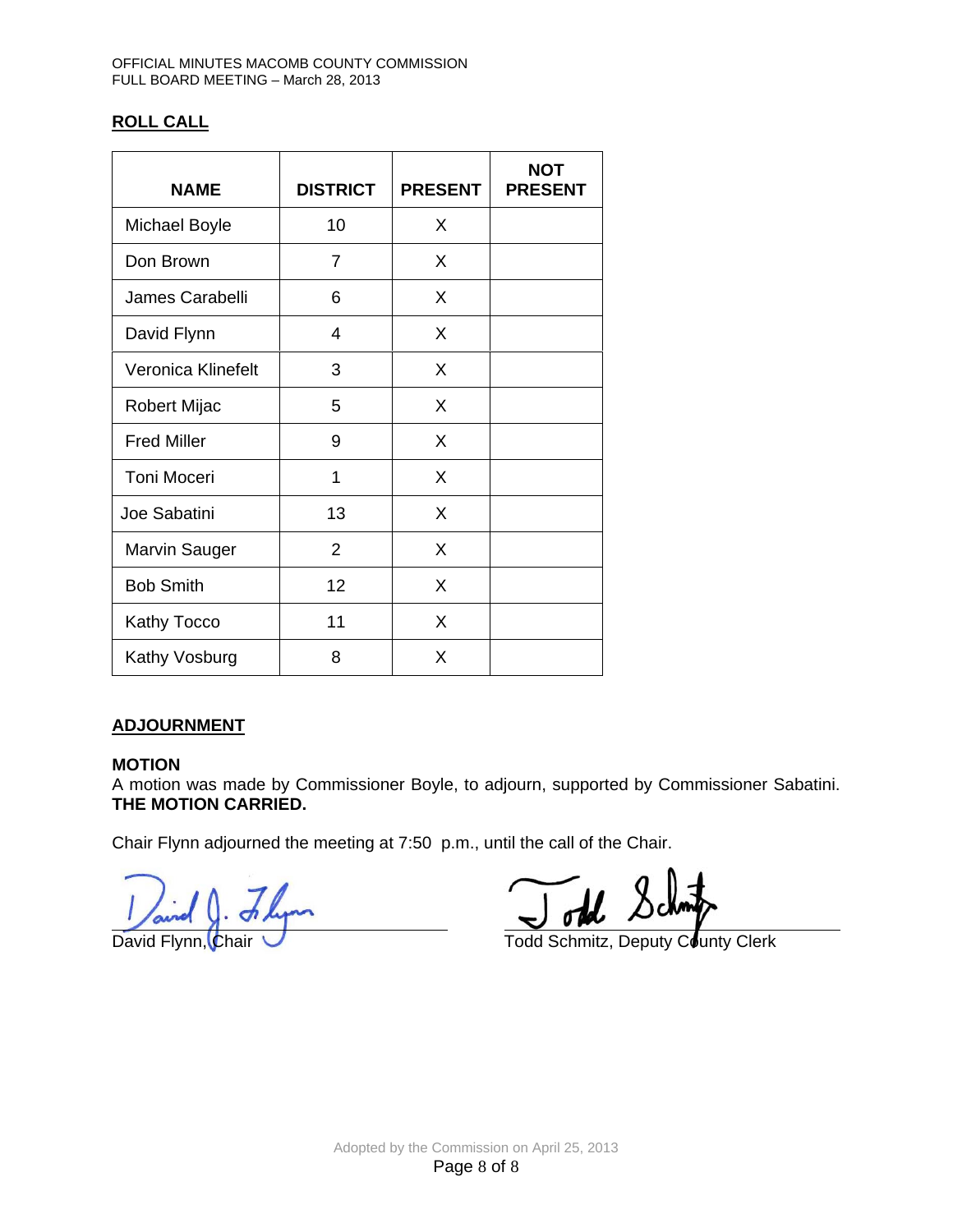## ROLL CALL

| NAME | DISTRICT | PRESENT | NOT PRESENT |
|---|---|---|---|
| Michael Boyle | 10 | X | |
| Don Brown | 7 | X | |
| James Carabelli | 6 | X | |
| David Flynn | 4 | X | |
| Veronica Klinefelt | 3 | X | |
| Robert Mijac | 5 | X | |
| Fred Miller | 9 | X | |
| Toni Moceri | 1 | X | |
| Joe Sabatini | 13 | X | |
| Marvin Sauger | 2 | X | |
| Bob Smith | 12 | X | |
| Kathy Tocco | 11 | X | |
| Kathy Vosburg | 8 | X | |

## ADJOURNMENT

**MOTION**
A motion was made by Commissioner Boyle, to adjourn, supported by Commissioner Sabatini.
**THE MOTION CARRIED.**

Chair Flynn adjourned the meeting at 7:50 p.m., until the call of the Chair.

David Flynn, Chair

Todd Schmitz, Deputy County Clerk

Adopted by the Commission on April 25, 2013